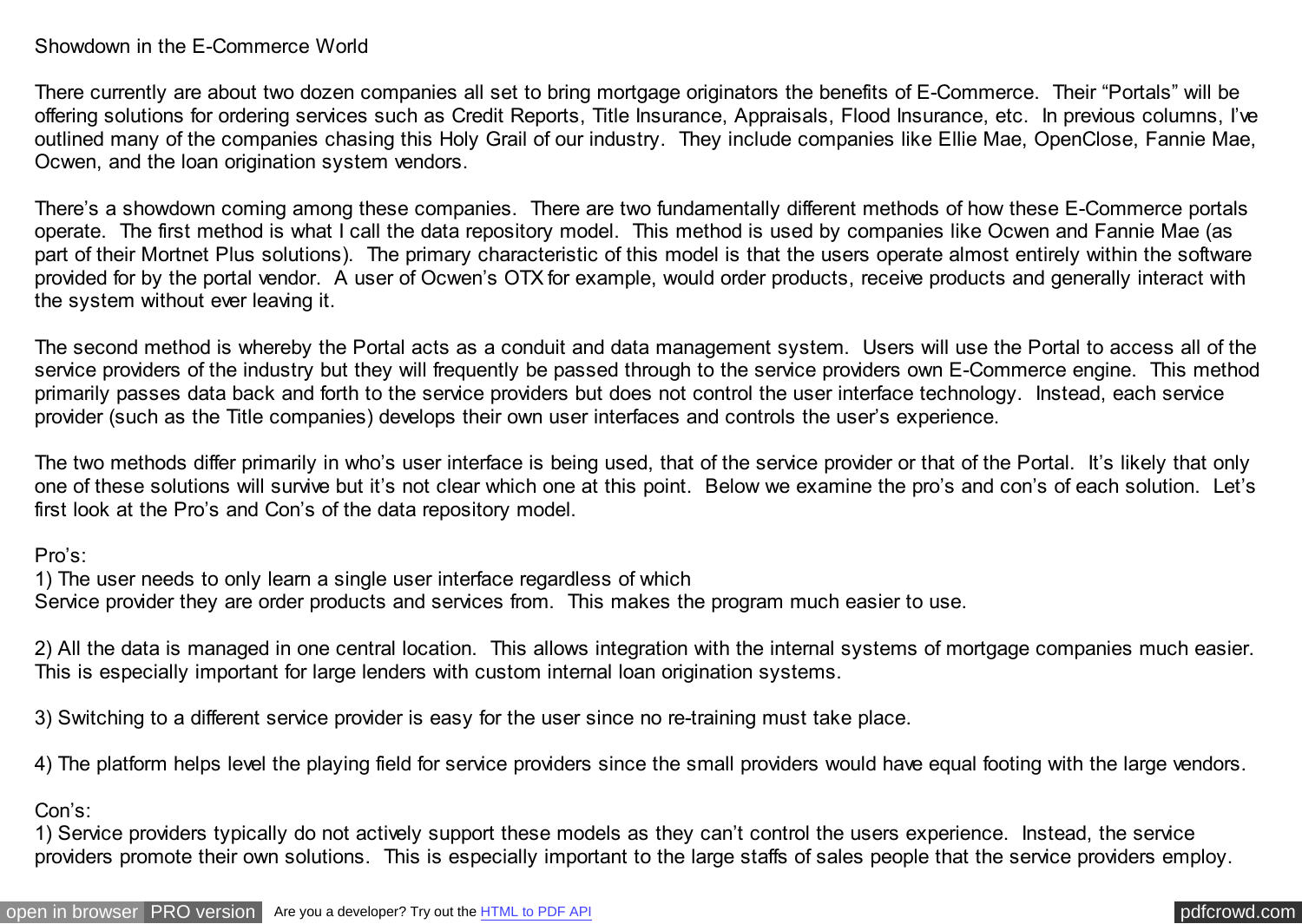# Showdown in the E-Commerce World

There currently are about two dozen companies all set to bring mortgage originators the benefits of E-Commerce. Their "Portals" will be offering solutions for ordering services such as Credit Reports, Title Insurance, Appraisals, Flood Insurance, etc. In previous columns, I've outlined many of the companies chasing this Holy Grail of our industry. They include companies like Ellie Mae, OpenClose, Fannie Mae, Ocwen, and the loan origination system vendors.

There's a showdown coming among these companies. There are two fundamentally different methods of how these E-Commerce portals operate. The first method is what I call the data repository model. This method is used by companies like Ocwen and Fannie Mae (as part of their Mortnet Plus solutions). The primary characteristic of this model is that the users operate almost entirely within the software provided for by the portal vendor. A user of Ocwen's OTX for example, would order products, receive products and generally interact with the system without ever leaving it.

The second method is whereby the Portal acts as a conduit and data management system. Users will use the Portal to access all of the service providers of the industry but they will frequently be passed through to the service providers own E-Commerce engine. This method primarily passes data back and forth to the service providers but does not control the user interface technology. Instead, each service provider (such as the Title companies) develops their own user interfaces and controls the user's experience.

The two methods differ primarily in who's user interface is being used, that of the service provider or that of the Portal. It's likely that only one of these solutions will survive but it's not clear which one at this point. Below we examine the pro's and con's of each solution. Let's first look at the Pro's and Con's of the data repository model.

Pro's:

1) The user needs to only learn a single user interface regardless of which Service provider they are order products and services from. This makes the program much easier to use.

2) All the data is managed in one central location. This allows integration with the internal systems of mortgage companies much easier. This is especially important for large lenders with custom internal loan origination systems.

3) Switching to a different service provider is easy for the user since no re-training must take place.

4) The platform helps level the playing field for service providers since the small providers would have equal footing with the large vendors.

Con's:

1) Service providers typically do not actively support these models as they can't control the users experience. Instead, the service providers promote their own solutions. This is especially important to the large staffs of sales people that the service providers employ.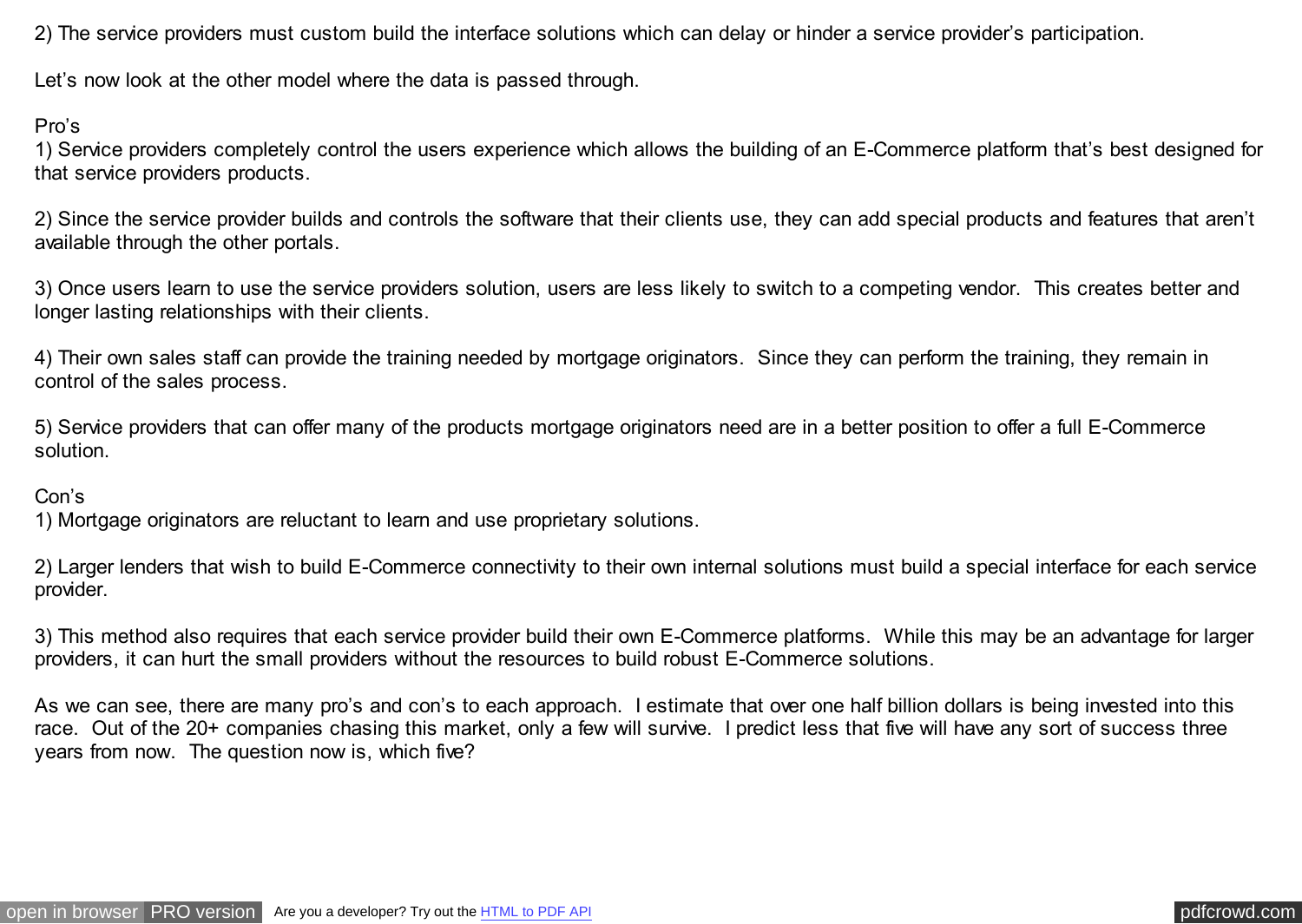2) The service providers must custom build the interface solutions which can delay or hinder a service provider's participation.

Let's now look at the other model where the data is passed through.

Pro's

1) Service providers completely control the users experience which allows the building of an E-Commerce platform that's best designed for that service providers products.

2) Since the service provider builds and controls the software that their clients use, they can add special products and features that aren't available through the other portals.

3) Once users learn to use the service providers solution, users are less likely to switch to a competing vendor. This creates better and longer lasting relationships with their clients.

4) Their own sales staff can provide the training needed by mortgage originators. Since they can perform the training, they remain in control of the sales process.

5) Service providers that can offer many of the products mortgage originators need are in a better position to offer a full E-Commerce solution.

Con's

1) Mortgage originators are reluctant to learn and use proprietary solutions.

2) Larger lenders that wish to build E-Commerce connectivity to their own internal solutions must build a special interface for each service provider.

3) This method also requires that each service provider build their own E-Commerce platforms. While this may be an advantage for larger providers, it can hurt the small providers without the resources to build robust E-Commerce solutions.

As we can see, there are many pro's and con's to each approach. I estimate that over one half billion dollars is being invested into this race. Out of the 20+ companies chasing this market, only a few will survive. I predict less that five will have any sort of success three years from now. The question now is, which five?